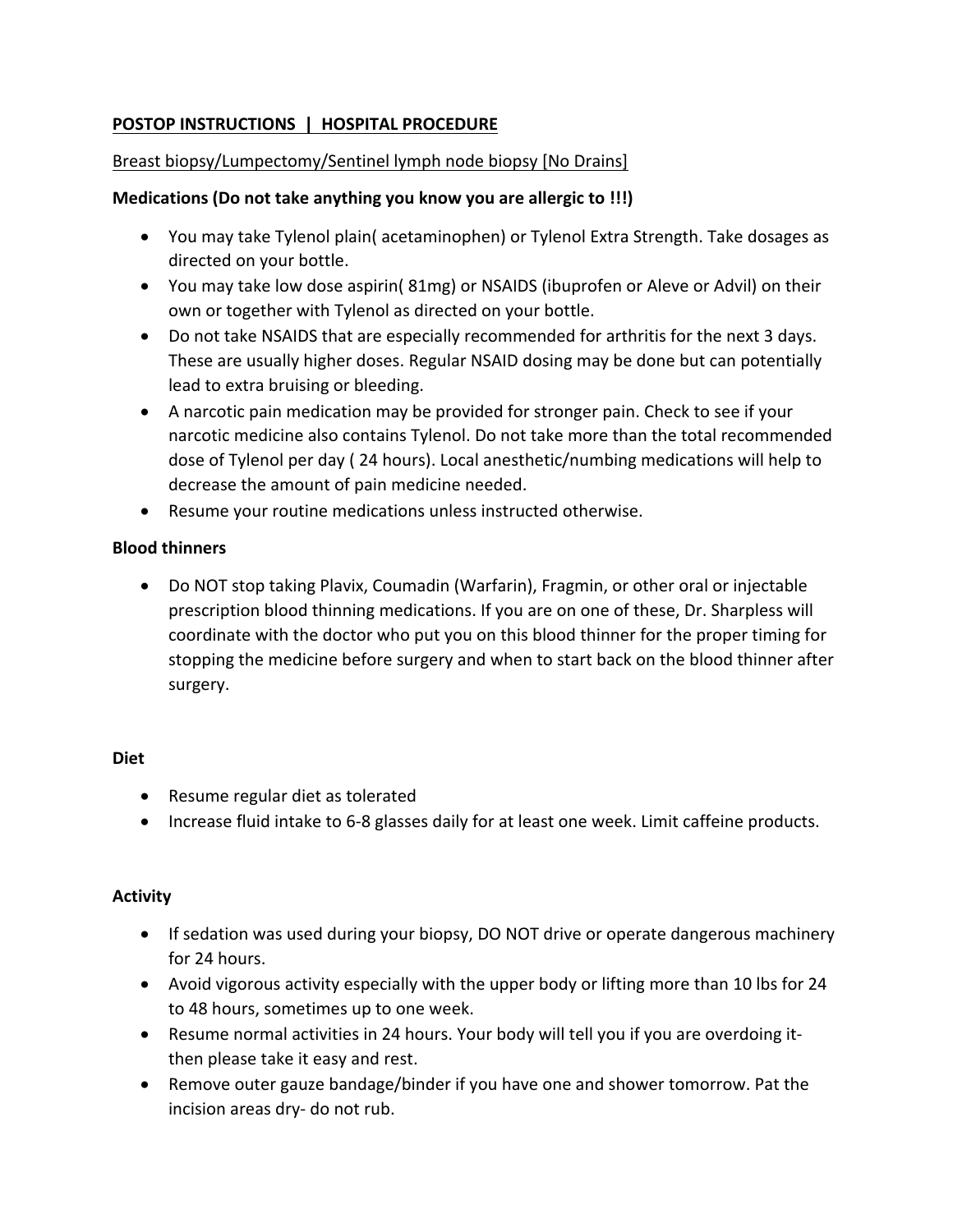# POSTOP INSTRUCTIONS | HOSPITAL PROCEDURE

Breast biopsy/Lumpectomy/Sentinel lymph node biopsy [No Drains]

**Medications (Do not take anything you know you are allergic to !!!)**

- You may take Tylenol plain( acetaminophen) or Tylenol Extra Strength. Take dosages as directed on your bottle.
- You may take low dose aspirin( 81mg) or NSAIDS (ibuprofen or Aleve or Advil) on their own or together with Tylenol as directed on your bottle.
- Do not take NSAIDS that are especially recommended for arthritis for the next 3 days. These are usually higher doses. Regular NSAID dosing may be done but can potentially lead to extra bruising or bleeding.
- A narcotic pain medication may be provided for stronger pain. Check to see if your narcotic medicine also contains Tylenol. Do not take more than the total recommended dose of Tylenol per day ( 24 hours). Local anesthetic/numbing medications will help to decrease the amount of pain medicine needed.
- Resume your routine medications unless instructed otherwise.

**Blood thinners**

- Do NOT stop taking Plavix, Coumadin (Warfarin), Fragmin, or other oral or injectable prescription blood thinning medications. If you are on one of these, Dr. Sharpless will coordinate with the doctor who put you on this blood thinner for the proper timing for stopping the medicine before surgery and when to start back on the blood thinner after surgery.

**Diet**

- Resume regular diet as tolerated
- Increase fluid intake to 6-8 glasses daily for at least one week. Limit caffeine products.

**Activity**

- If sedation was used during your biopsy, DO NOT drive or operate dangerous machinery for 24 hours.
- Avoid vigorous activity especially with the upper body or lifting more than 10 lbs for 24 to 48 hours, sometimes up to one week.
- Resume normal activities in 24 hours. Your body will tell you if you are overdoing it- then please take it easy and rest.
- Remove outer gauze bandage/binder if you have one and shower tomorrow. Pat the incision areas dry- do not rub.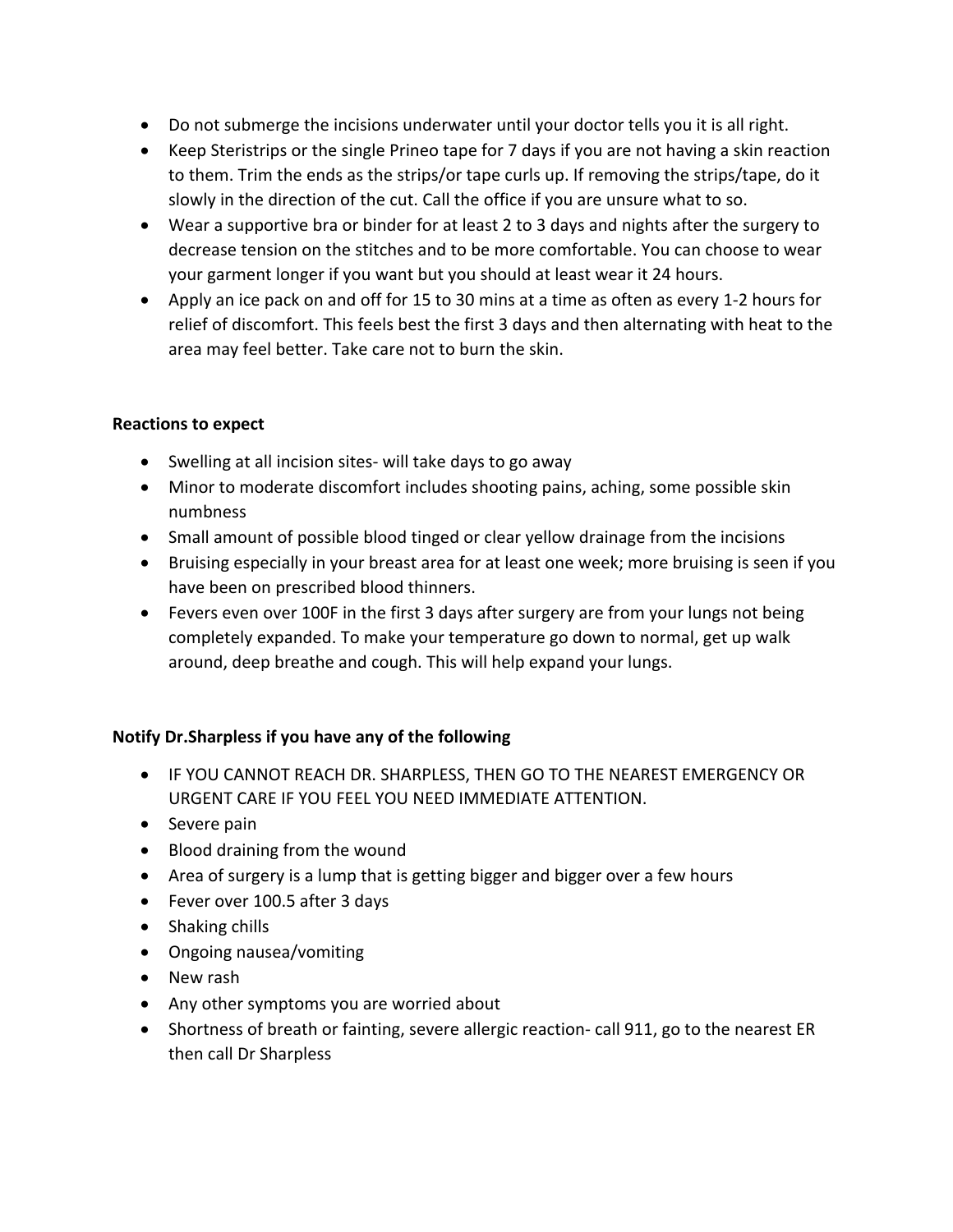- Do not submerge the incisions underwater until your doctor tells you it is all right.
- Keep Steristrips or the single Prineo tape for 7 days if you are not having a skin reaction to them. Trim the ends as the strips/or tape curls up. If removing the strips/tape, do it slowly in the direction of the cut. Call the office if you are unsure what to so.
- Wear a supportive bra or binder for at least 2 to 3 days and nights after the surgery to decrease tension on the stitches and to be more comfortable. You can choose to wear your garment longer if you want but you should at least wear it 24 hours.
- Apply an ice pack on and off for 15 to 30 mins at a time as often as every 1-2 hours for relief of discomfort. This feels best the first 3 days and then alternating with heat to the area may feel better. Take care not to burn the skin.

**Reactions to expect**

- Swelling at all incision sites- will take days to go away
- Minor to moderate discomfort includes shooting pains, aching, some possible skin numbness
- Small amount of possible blood tinged or clear yellow drainage from the incisions
- Bruising especially in your breast area for at least one week; more bruising is seen if you have been on prescribed blood thinners.
- Fevers even over 100F in the first 3 days after surgery are from your lungs not being completely expanded. To make your temperature go down to normal, get up walk around, deep breathe and cough. This will help expand your lungs.

**Notify Dr.Sharpless if you have any of the following**

- IF YOU CANNOT REACH DR. SHARPLESS, THEN GO TO THE NEAREST EMERGENCY OR URGENT CARE IF YOU FEEL YOU NEED IMMEDIATE ATTENTION.
- Severe pain
- Blood draining from the wound
- Area of surgery is a lump that is getting bigger and bigger over a few hours
- Fever over 100.5 after 3 days
- Shaking chills
- Ongoing nausea/vomiting
- New rash
- Any other symptoms you are worried about
- Shortness of breath or fainting, severe allergic reaction- call 911, go to the nearest ER then call Dr Sharpless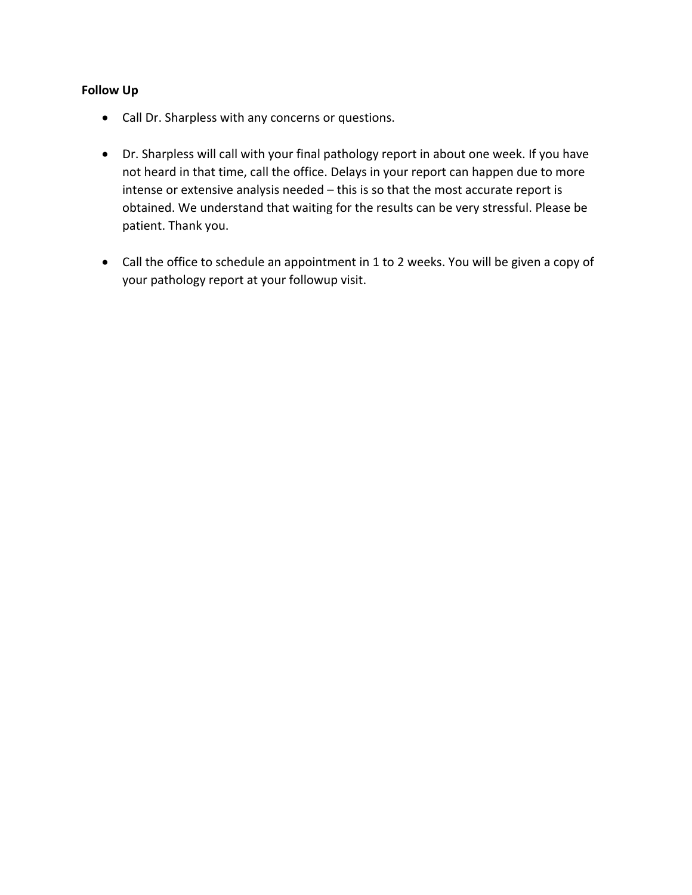**Follow Up**

- Call Dr. Sharpless with any concerns or questions.
- Dr. Sharpless will call with your final pathology report in about one week. If you have not heard in that time, call the office. Delays in your report can happen due to more intense or extensive analysis needed – this is so that the most accurate report is obtained. We understand that waiting for the results can be very stressful. Please be patient. Thank you.
- Call the office to schedule an appointment in 1 to 2 weeks. You will be given a copy of your pathology report at your followup visit.